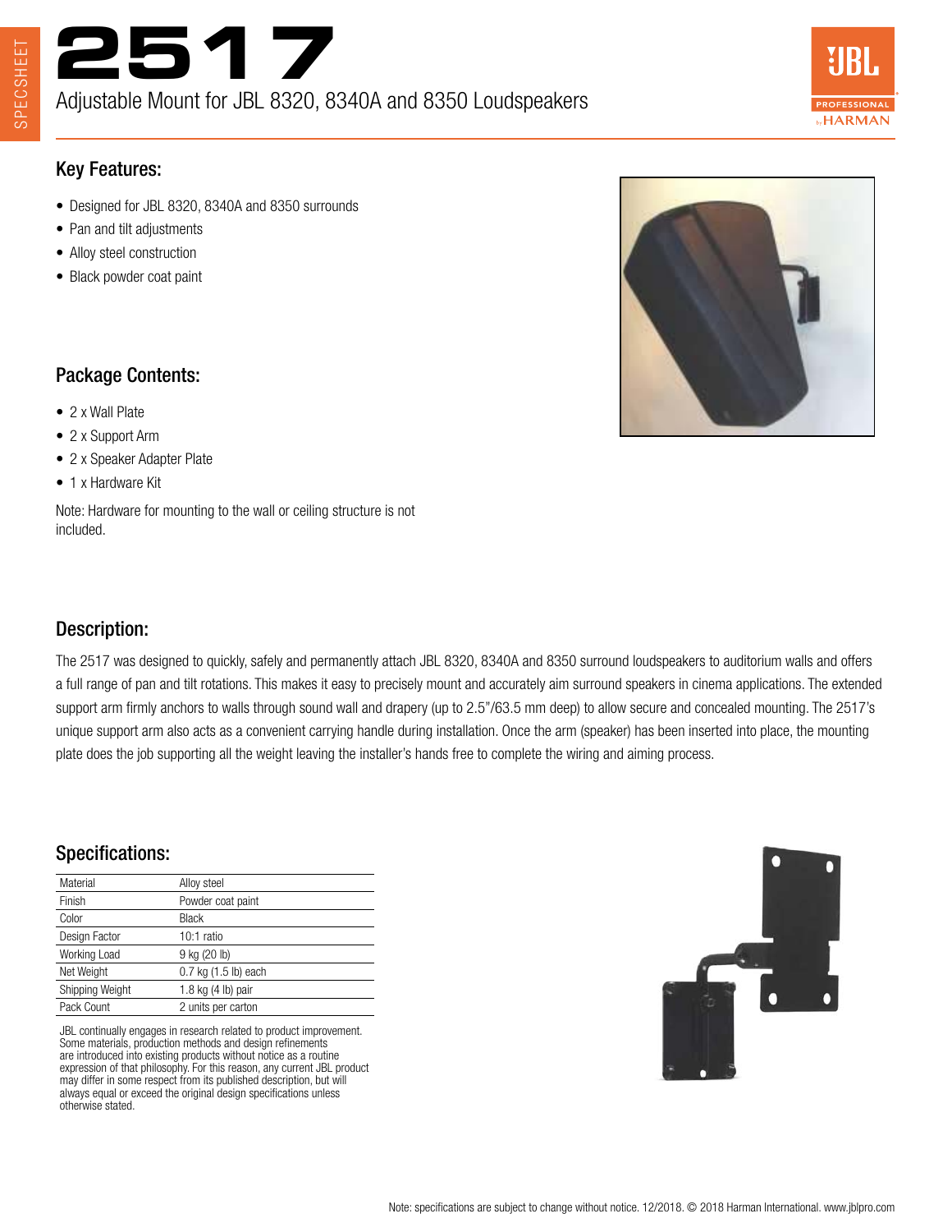SPECSHEET

# 2517

Adjustable Mount for JBL 8320, 8340A and 8350 Loudspeakers

## Key Features:

- Designed for JBL 8320, 8340A and 8350 surrounds
- Pan and tilt adjustments
- Alloy steel construction
- Black powder coat paint

## Package Contents:

- 2 x Wall Plate
- 2 x Support Arm
- 2 x Speaker Adapter Plate
- 1 x Hardware Kit

Note: Hardware for mounting to the wall or ceiling structure is not included.

## Description:

The 2517 was designed to quickly, safely and permanently attach JBL 8320, 8340A and 8350 surround loudspeakers to auditorium walls and offers a full range of pan and tilt rotations. This makes it easy to precisely mount and accurately aim surround speakers in cinema applications. The extended support arm firmly anchors to walls through sound wall and drapery (up to 2.5"/63.5 mm deep) to allow secure and concealed mounting. The 2517's unique support arm also acts as a convenient carrying handle during installation. Once the arm (speaker) has been inserted into place, the mounting plate does the job supporting all the weight leaving the installer's hands free to complete the wiring and aiming process.

## Specifications:

| | |
|---|---|
| Material | Alloy steel |
| Finish | Powder coat paint |
| Color | Black |
| Design Factor | 10:1 ratio |
| Working Load | 9 kg (20 lb) |
| Net Weight | 0.7 kg (1.5 lb) each |
| Shipping Weight | 1.8 kg (4 lb) pair |
| Pack Count | 2 units per carton |

JBL continually engages in research related to product improvement. Some materials, production methods and design refinements are introduced into existing products without notice as a routine expression of that philosophy. For this reason, any current JBL product may differ in some respect from its published description, but will always equal or exceed the original design specifications unless otherwise stated.

Note: specifications are subject to change without notice. 12/2018. © 2018 Harman International. www.jblpro.com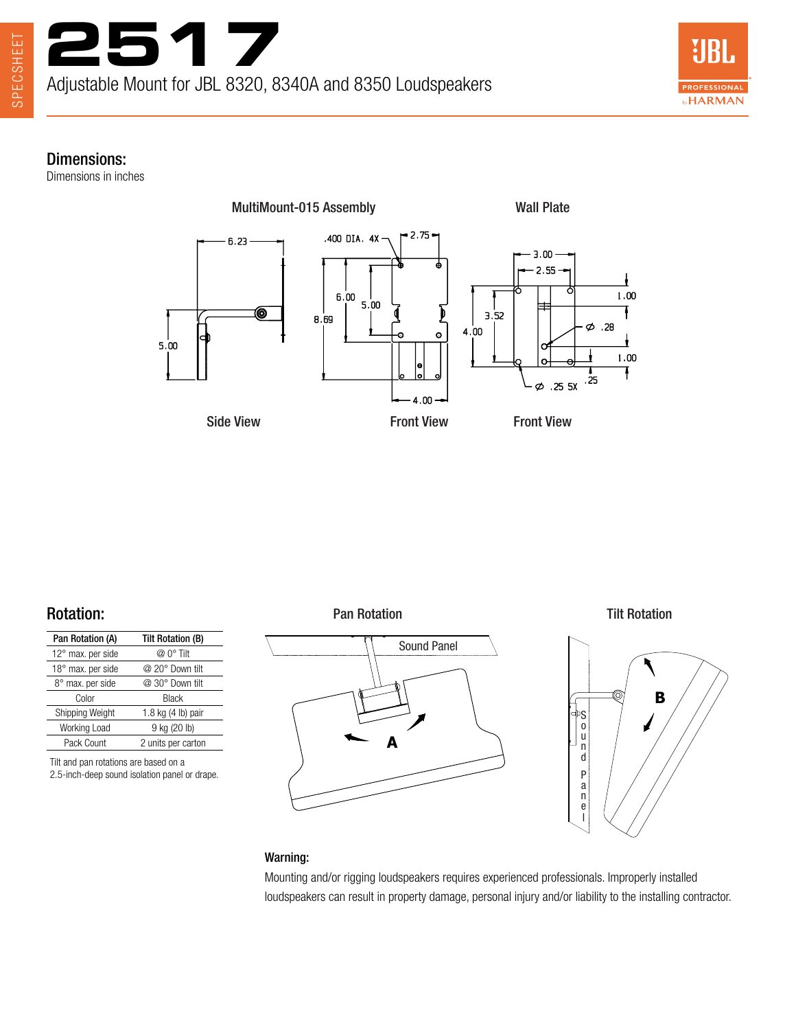# 2517

Adjustable Mount for JBL 8320, 8340A and 8350 Loudspeakers

## Dimensions:

Dimensions in inches

MultiMount-015 Assembly

6.23

5.00

Side View

.400 DIA. 4X

2.75

6.00

5.00

8.69

4.00

Front View

Wall Plate

3.00

2.55

3.52

4.00

1.00

⌀ .28

1.00

.25

⌀ .25 5X

Front View

## Rotation:

| Pan Rotation (A) | Tilt Rotation (B) |
|---|---|
| 12° max. per side | @ 0° Tilt |
| 18° max. per side | @ 20° Down tilt |
| 8° max. per side | @ 30° Down tilt |
| Color | Black |
| Shipping Weight | 1.8 kg (4 lb) pair |
| Working Load | 9 kg (20 lb) |
| Pack Count | 2 units per carton |

Tilt and pan rotations are based on a 2.5-inch-deep sound isolation panel or drape.

Pan Rotation

Sound Panel

A

Tilt Rotation

Sound Panel

B

### Warning:

Mounting and/or rigging loudspeakers requires experienced professionals. Improperly installed loudspeakers can result in property damage, personal injury and/or liability to the installing contractor.